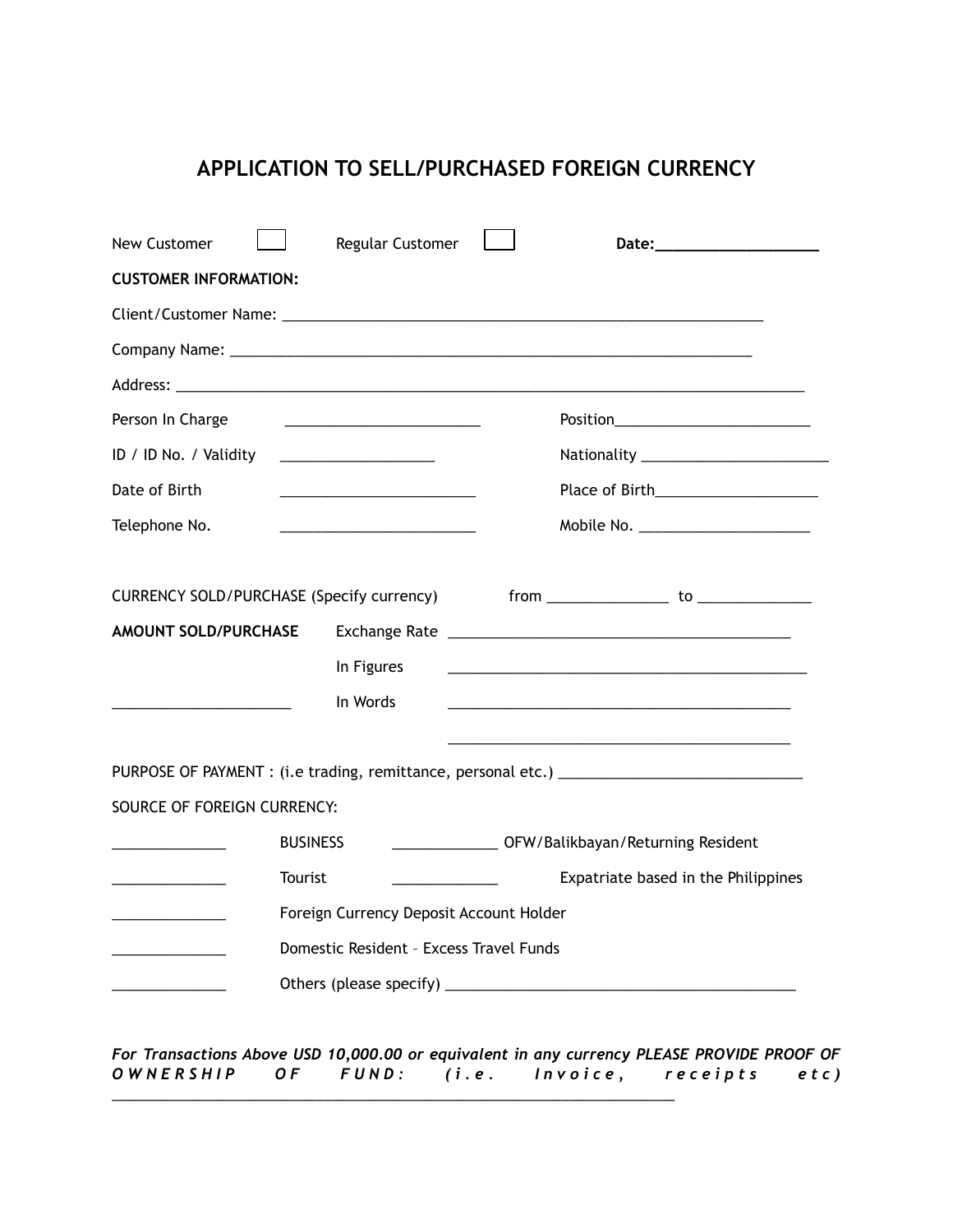# APPLICATION TO SELL/PURCHASED FOREIGN CURRENCY

New Customer ☐ Regular Customer ☐ **Date:___________________**

**CUSTOMER INFORMATION:**

Client/Customer Name: ___________________________________________________________

Company Name: _________________________________________________________________

Address: _______________________________________________________________________

Person In Charge ________________________ Position________________________

ID / ID No. / Validity ___________________ Nationality _______________________

Date of Birth ________________________ Place of Birth____________________

Telephone No. ________________________ Mobile No. _____________________

CURRENCY SOLD/PURCHASE (Specify currency) from _______________ to ______________

**AMOUNT SOLD/PURCHASE** Exchange Rate __________________________________________

In Figures ____________________________________________

______________________ In Words __________________________________________

__________________________________________

PURPOSE OF PAYMENT : (i.e trading, remittance, personal etc.) _____________________________

SOURCE OF FOREIGN CURRENCY:

______________ BUSINESS _____________ OFW/Balikbayan/Returning Resident

______________ Tourist _____________ Expatriate based in the Philippines

______________ Foreign Currency Deposit Account Holder

______________ Domestic Resident – Excess Travel Funds

______________ Others (please specify) ___________________________________________

*For Transactions Above USD 10,000.00 or equivalent in any currency PLEASE PROVIDE PROOF OF OWNERSHIP OF FUND: (i.e. Invoice, receipts etc)* ____________________________________________________________________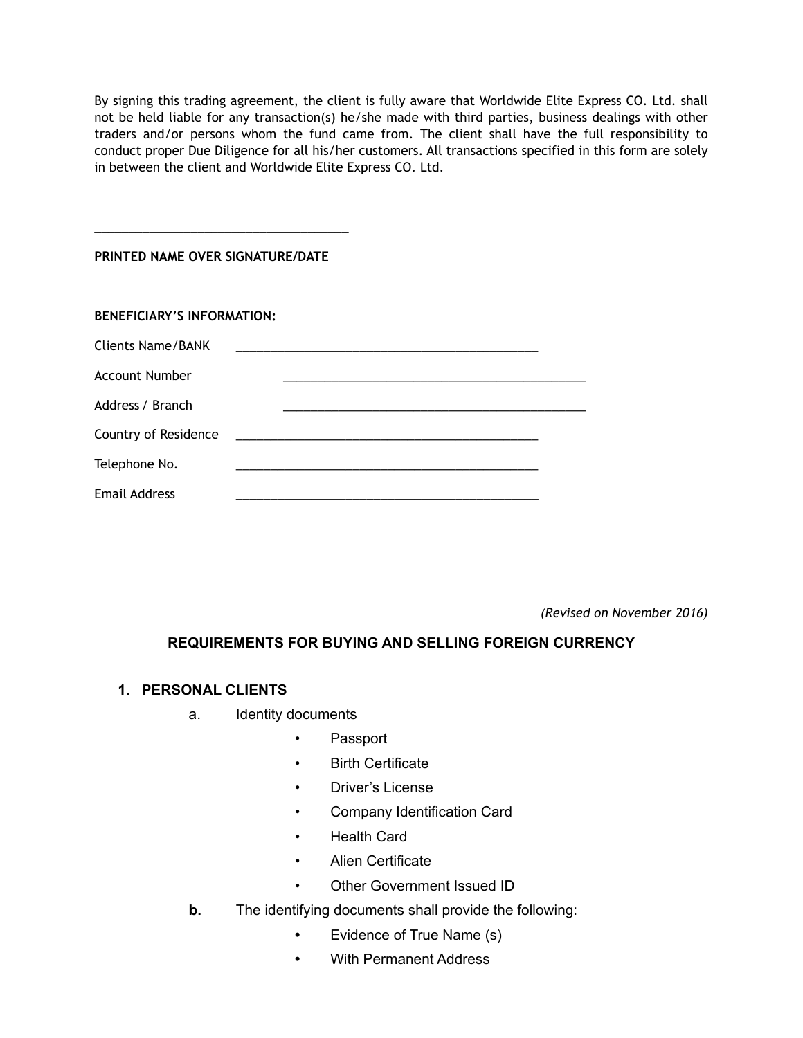By signing this trading agreement, the client is fully aware that Worldwide Elite Express CO. Ltd. shall not be held liable for any transaction(s) he/she made with third parties, business dealings with other traders and/or persons whom the fund came from. The client shall have the full responsibility to conduct proper Due Diligence for all his/her customers. All transactions specified in this form are solely in between the client and Worldwide Elite Express CO. Ltd.

\_\_\_\_\_\_\_\_\_\_\_\_\_\_\_\_\_\_\_\_\_\_\_\_\_\_\_\_\_\_\_\_\_\_\_\_\_\_

**PRINTED NAME OVER SIGNATURE/DATE**

**BENEFICIARY'S INFORMATION:**

Clients Name/BANK \_\_\_\_\_\_\_\_\_\_\_\_\_\_\_\_\_\_\_\_\_\_\_\_\_\_\_\_\_\_\_\_\_\_\_\_\_\_\_\_\_\_\_\_\_

Account Number \_\_\_\_\_\_\_\_\_\_\_\_\_\_\_\_\_\_\_\_\_\_\_\_\_\_\_\_\_\_\_\_\_\_\_\_\_\_\_\_\_\_\_\_\_

Address / Branch \_\_\_\_\_\_\_\_\_\_\_\_\_\_\_\_\_\_\_\_\_\_\_\_\_\_\_\_\_\_\_\_\_\_\_\_\_\_\_\_\_\_\_\_\_

Country of Residence \_\_\_\_\_\_\_\_\_\_\_\_\_\_\_\_\_\_\_\_\_\_\_\_\_\_\_\_\_\_\_\_\_\_\_\_\_\_\_\_\_\_\_\_\_

Telephone No. \_\_\_\_\_\_\_\_\_\_\_\_\_\_\_\_\_\_\_\_\_\_\_\_\_\_\_\_\_\_\_\_\_\_\_\_\_\_\_\_\_\_\_\_\_

Email Address \_\_\_\_\_\_\_\_\_\_\_\_\_\_\_\_\_\_\_\_\_\_\_\_\_\_\_\_\_\_\_\_\_\_\_\_\_\_\_\_\_\_\_\_\_

*(Revised on November 2016)*

## REQUIREMENTS FOR BUYING AND SELLING FOREIGN CURRENCY

### 1. PERSONAL CLIENTS

a. Identity documents

- Passport
- Birth Certificate
- Driver's License
- Company Identification Card
- Health Card
- Alien Certificate
- Other Government Issued ID

**b.** The identifying documents shall provide the following:

- Evidence of True Name (s)
- With Permanent Address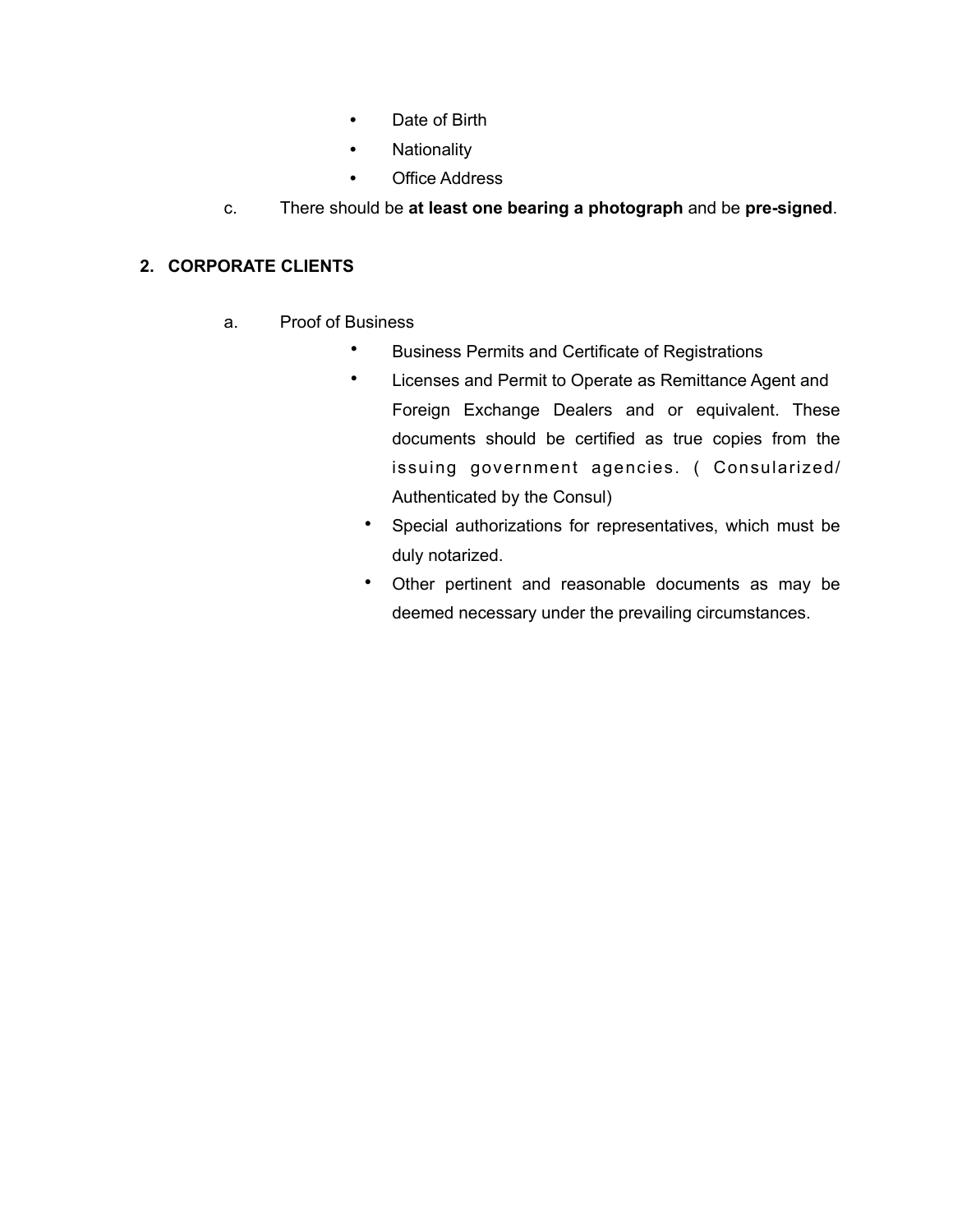- Date of Birth
- Nationality
- Office Address

c. There should be **at least one bearing a photograph** and be **pre-signed**.

## 2. CORPORATE CLIENTS

a. Proof of Business

- Business Permits and Certificate of Registrations
- Licenses and Permit to Operate as Remittance Agent and Foreign Exchange Dealers and or equivalent. These documents should be certified as true copies from the issuing government agencies. ( Consularized/ Authenticated by the Consul)
- Special authorizations for representatives, which must be duly notarized.
- Other pertinent and reasonable documents as may be deemed necessary under the prevailing circumstances.